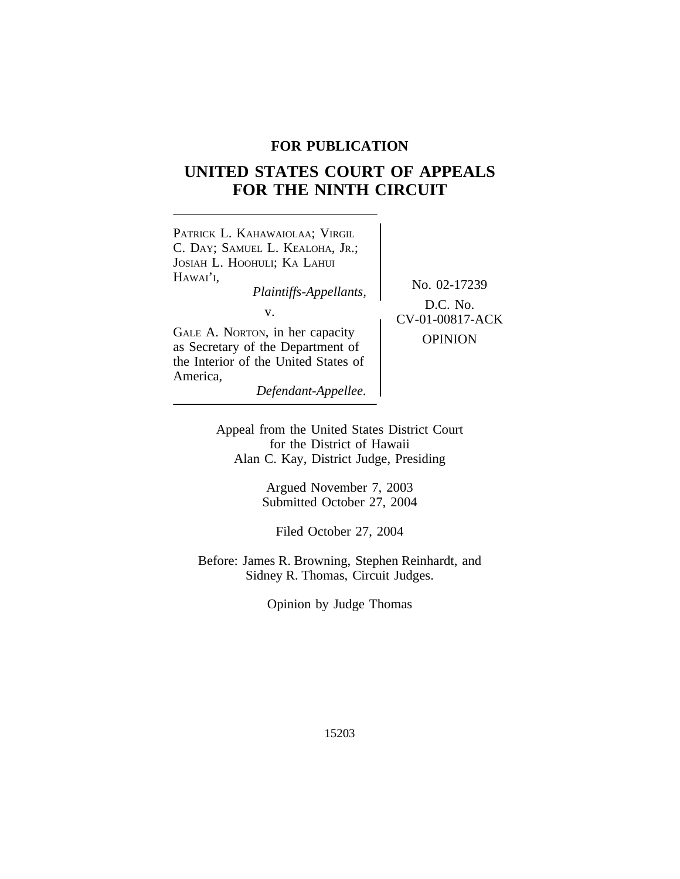**FOR PUBLICATION**

# UNITED STATES COURT OF APPEALS FOR THE NINTH CIRCUIT

PATRICK L. KAHAWAIOLAA; VIRGIL C. DAY; SAMUEL L. KEALOHA, JR.; JOSIAH L. HOOHULI; KA LAHUI HAWAI'I,
*Plaintiffs-Appellants,*

v.

GALE A. NORTON, in her capacity as Secretary of the Department of the Interior of the United States of America,
*Defendant-Appellee.*

No. 02-17239

D.C. No. CV-01-00817-ACK

OPINION

Appeal from the United States District Court
for the District of Hawaii
Alan C. Kay, District Judge, Presiding

Argued November 7, 2003
Submitted October 27, 2004

Filed October 27, 2004

Before: James R. Browning, Stephen Reinhardt, and Sidney R. Thomas, Circuit Judges.

Opinion by Judge Thomas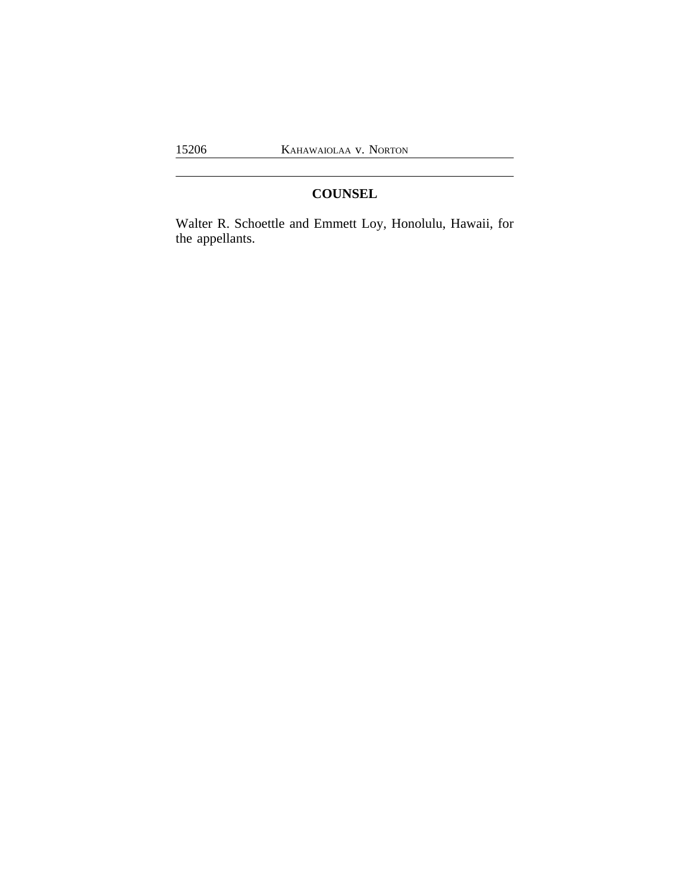## COUNSEL

Walter R. Schoettle and Emmett Loy, Honolulu, Hawaii, for the appellants.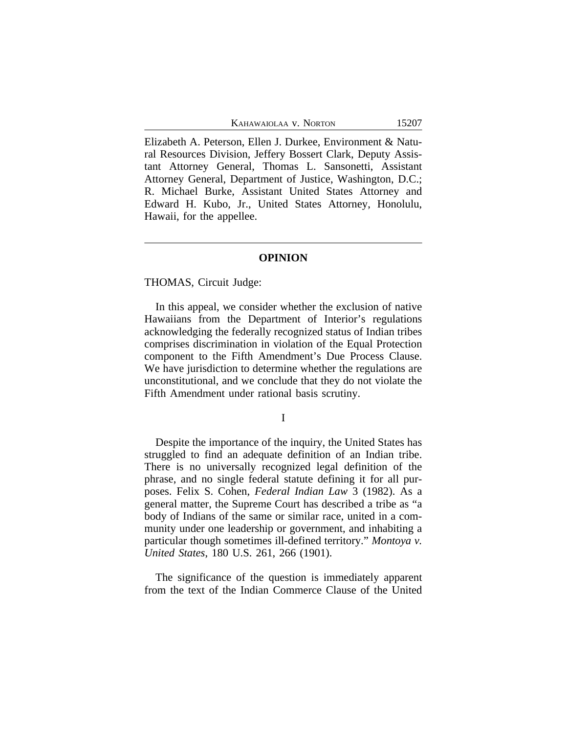Elizabeth A. Peterson, Ellen J. Durkee, Environment & Natural Resources Division, Jeffery Bossert Clark, Deputy Assistant Attorney General, Thomas L. Sansonetti, Assistant Attorney General, Department of Justice, Washington, D.C.; R. Michael Burke, Assistant United States Attorney and Edward H. Kubo, Jr., United States Attorney, Honolulu, Hawaii, for the appellee.

---

## OPINION

THOMAS, Circuit Judge:

In this appeal, we consider whether the exclusion of native Hawaiians from the Department of Interior's regulations acknowledging the federally recognized status of Indian tribes comprises discrimination in violation of the Equal Protection component to the Fifth Amendment's Due Process Clause. We have jurisdiction to determine whether the regulations are unconstitutional, and we conclude that they do not violate the Fifth Amendment under rational basis scrutiny.

### I

Despite the importance of the inquiry, the United States has struggled to find an adequate definition of an Indian tribe. There is no universally recognized legal definition of the phrase, and no single federal statute defining it for all purposes. Felix S. Cohen, *Federal Indian Law* 3 (1982). As a general matter, the Supreme Court has described a tribe as "a body of Indians of the same or similar race, united in a community under one leadership or government, and inhabiting a particular though sometimes ill-defined territory." *Montoya v. United States*, 180 U.S. 261, 266 (1901).

The significance of the question is immediately apparent from the text of the Indian Commerce Clause of the United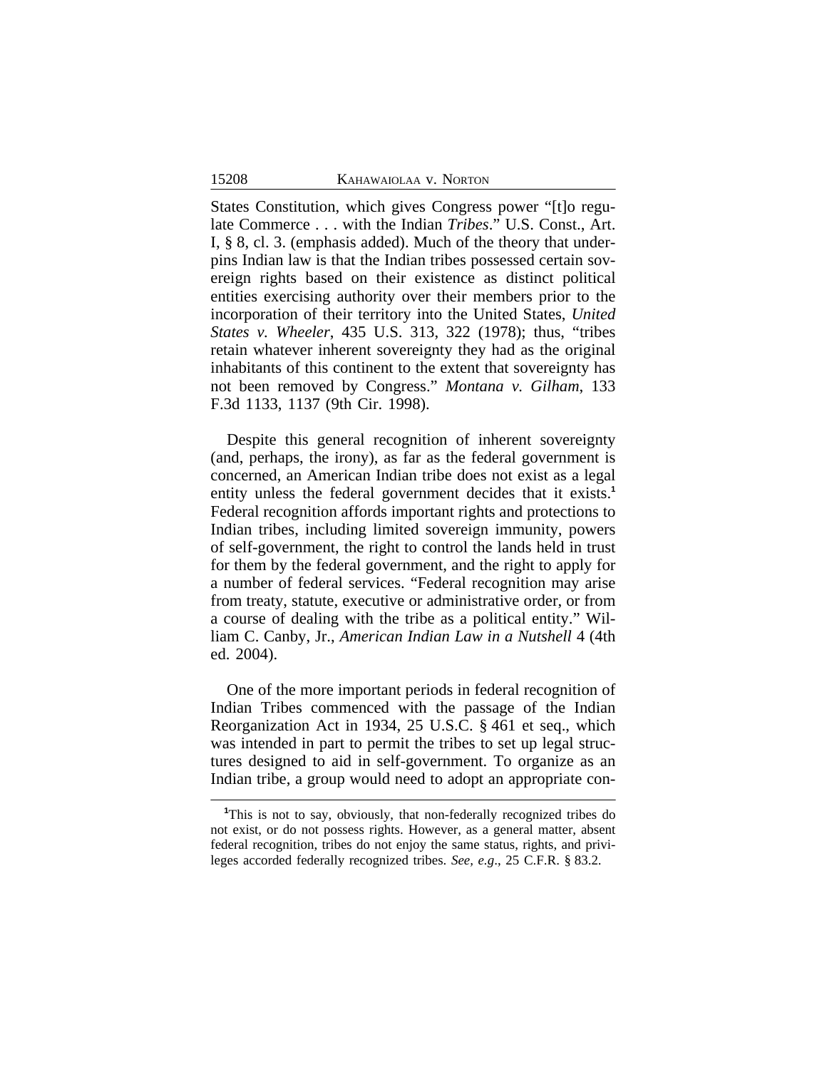States Constitution, which gives Congress power "[t]o regulate Commerce . . . with the Indian *Tribes*." U.S. Const., Art. I, § 8, cl. 3. (emphasis added). Much of the theory that underpins Indian law is that the Indian tribes possessed certain sovereign rights based on their existence as distinct political entities exercising authority over their members prior to the incorporation of their territory into the United States, *United States v. Wheeler*, 435 U.S. 313, 322 (1978); thus, "tribes retain whatever inherent sovereignty they had as the original inhabitants of this continent to the extent that sovereignty has not been removed by Congress." *Montana v. Gilham*, 133 F.3d 1133, 1137 (9th Cir. 1998).

Despite this general recognition of inherent sovereignty (and, perhaps, the irony), as far as the federal government is concerned, an American Indian tribe does not exist as a legal entity unless the federal government decides that it exists.[1] Federal recognition affords important rights and protections to Indian tribes, including limited sovereign immunity, powers of self-government, the right to control the lands held in trust for them by the federal government, and the right to apply for a number of federal services. "Federal recognition may arise from treaty, statute, executive or administrative order, or from a course of dealing with the tribe as a political entity." William C. Canby, Jr., *American Indian Law in a Nutshell* 4 (4th ed. 2004).

One of the more important periods in federal recognition of Indian Tribes commenced with the passage of the Indian Reorganization Act in 1934, 25 U.S.C. § 461 et seq., which was intended in part to permit the tribes to set up legal structures designed to aid in self-government. To organize as an Indian tribe, a group would need to adopt an appropriate con-

[1]This is not to say, obviously, that non-federally recognized tribes do not exist, or do not possess rights. However, as a general matter, absent federal recognition, tribes do not enjoy the same status, rights, and privileges accorded federally recognized tribes. *See, e.g*., 25 C.F.R. § 83.2.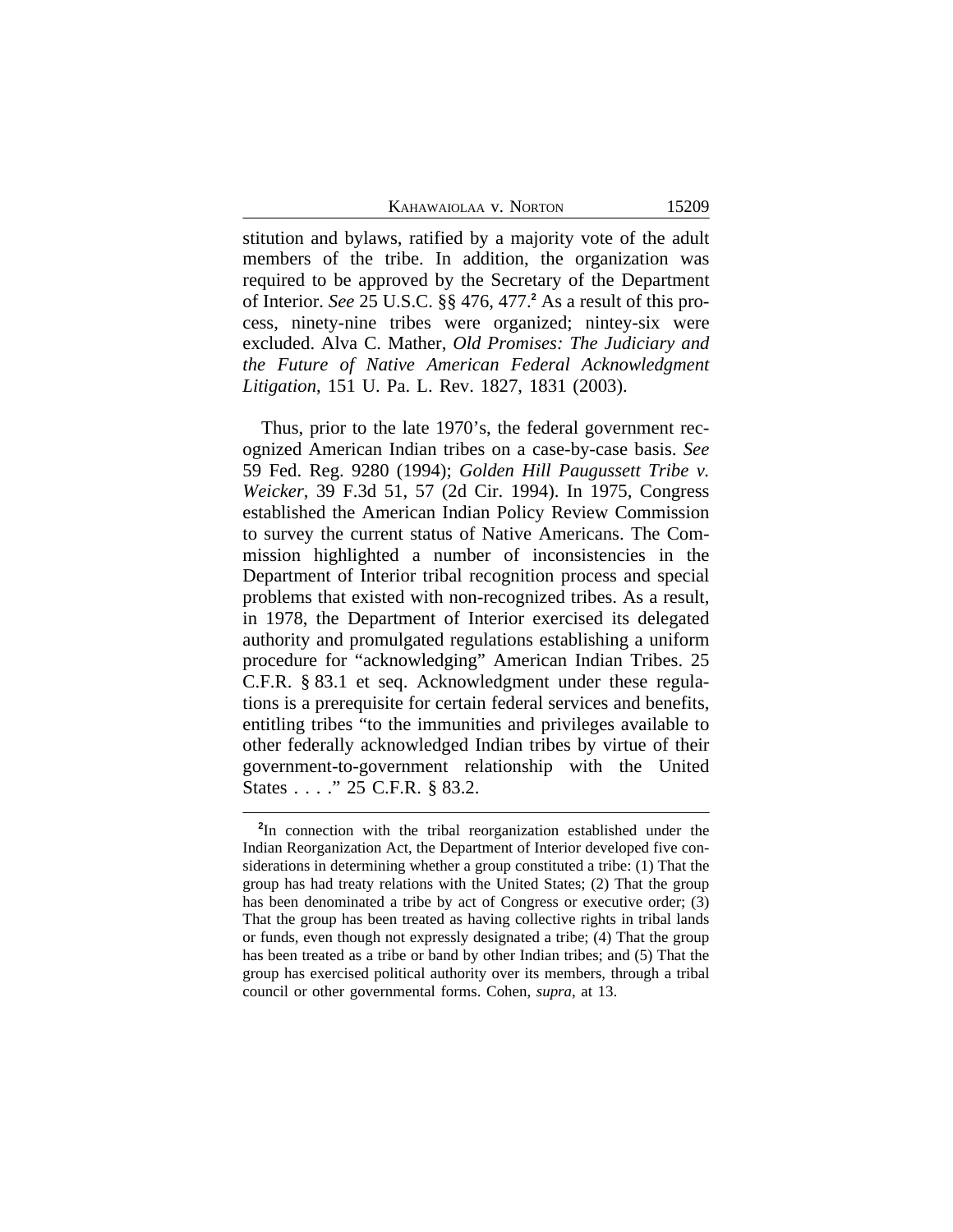stitution and bylaws, ratified by a majority vote of the adult members of the tribe. In addition, the organization was required to be approved by the Secretary of the Department of Interior. *See* 25 U.S.C. §§ 476, 477.[2] As a result of this process, ninety-nine tribes were organized; nintey-six were excluded. Alva C. Mather, *Old Promises: The Judiciary and the Future of Native American Federal Acknowledgment Litigation*, 151 U. Pa. L. Rev. 1827, 1831 (2003).

Thus, prior to the late 1970's, the federal government recognized American Indian tribes on a case-by-case basis. *See* 59 Fed. Reg. 9280 (1994); *Golden Hill Paugussett Tribe v. Weicker*, 39 F.3d 51, 57 (2d Cir. 1994). In 1975, Congress established the American Indian Policy Review Commission to survey the current status of Native Americans. The Commission highlighted a number of inconsistencies in the Department of Interior tribal recognition process and special problems that existed with non-recognized tribes. As a result, in 1978, the Department of Interior exercised its delegated authority and promulgated regulations establishing a uniform procedure for "acknowledging" American Indian Tribes. 25 C.F.R. § 83.1 et seq. Acknowledgment under these regulations is a prerequisite for certain federal services and benefits, entitling tribes "to the immunities and privileges available to other federally acknowledged Indian tribes by virtue of their government-to-government relationship with the United States . . . ." 25 C.F.R. § 83.2.

---

[2]In connection with the tribal reorganization established under the Indian Reorganization Act, the Department of Interior developed five considerations in determining whether a group constituted a tribe: (1) That the group has had treaty relations with the United States; (2) That the group has been denominated a tribe by act of Congress or executive order; (3) That the group has been treated as having collective rights in tribal lands or funds, even though not expressly designated a tribe; (4) That the group has been treated as a tribe or band by other Indian tribes; and (5) That the group has exercised political authority over its members, through a tribal council or other governmental forms. Cohen, *supra*, at 13.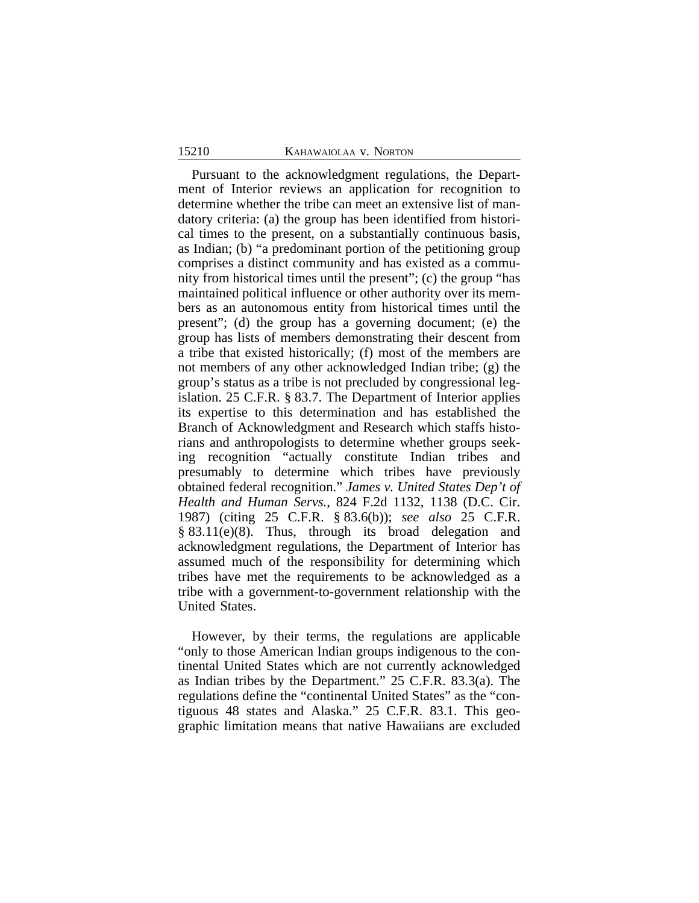Pursuant to the acknowledgment regulations, the Department of Interior reviews an application for recognition to determine whether the tribe can meet an extensive list of mandatory criteria: (a) the group has been identified from historical times to the present, on a substantially continuous basis, as Indian; (b) "a predominant portion of the petitioning group comprises a distinct community and has existed as a community from historical times until the present"; (c) the group "has maintained political influence or other authority over its members as an autonomous entity from historical times until the present"; (d) the group has a governing document; (e) the group has lists of members demonstrating their descent from a tribe that existed historically; (f) most of the members are not members of any other acknowledged Indian tribe; (g) the group's status as a tribe is not precluded by congressional legislation. 25 C.F.R. § 83.7. The Department of Interior applies its expertise to this determination and has established the Branch of Acknowledgment and Research which staffs historians and anthropologists to determine whether groups seeking recognition "actually constitute Indian tribes and presumably to determine which tribes have previously obtained federal recognition." *James v. United States Dep't of Health and Human Servs.*, 824 F.2d 1132, 1138 (D.C. Cir. 1987) (citing 25 C.F.R. § 83.6(b)); *see also* 25 C.F.R. § 83.11(e)(8). Thus, through its broad delegation and acknowledgment regulations, the Department of Interior has assumed much of the responsibility for determining which tribes have met the requirements to be acknowledged as a tribe with a government-to-government relationship with the United States.

However, by their terms, the regulations are applicable "only to those American Indian groups indigenous to the continental United States which are not currently acknowledged as Indian tribes by the Department." 25 C.F.R. 83.3(a). The regulations define the "continental United States" as the "contiguous 48 states and Alaska." 25 C.F.R. 83.1. This geographic limitation means that native Hawaiians are excluded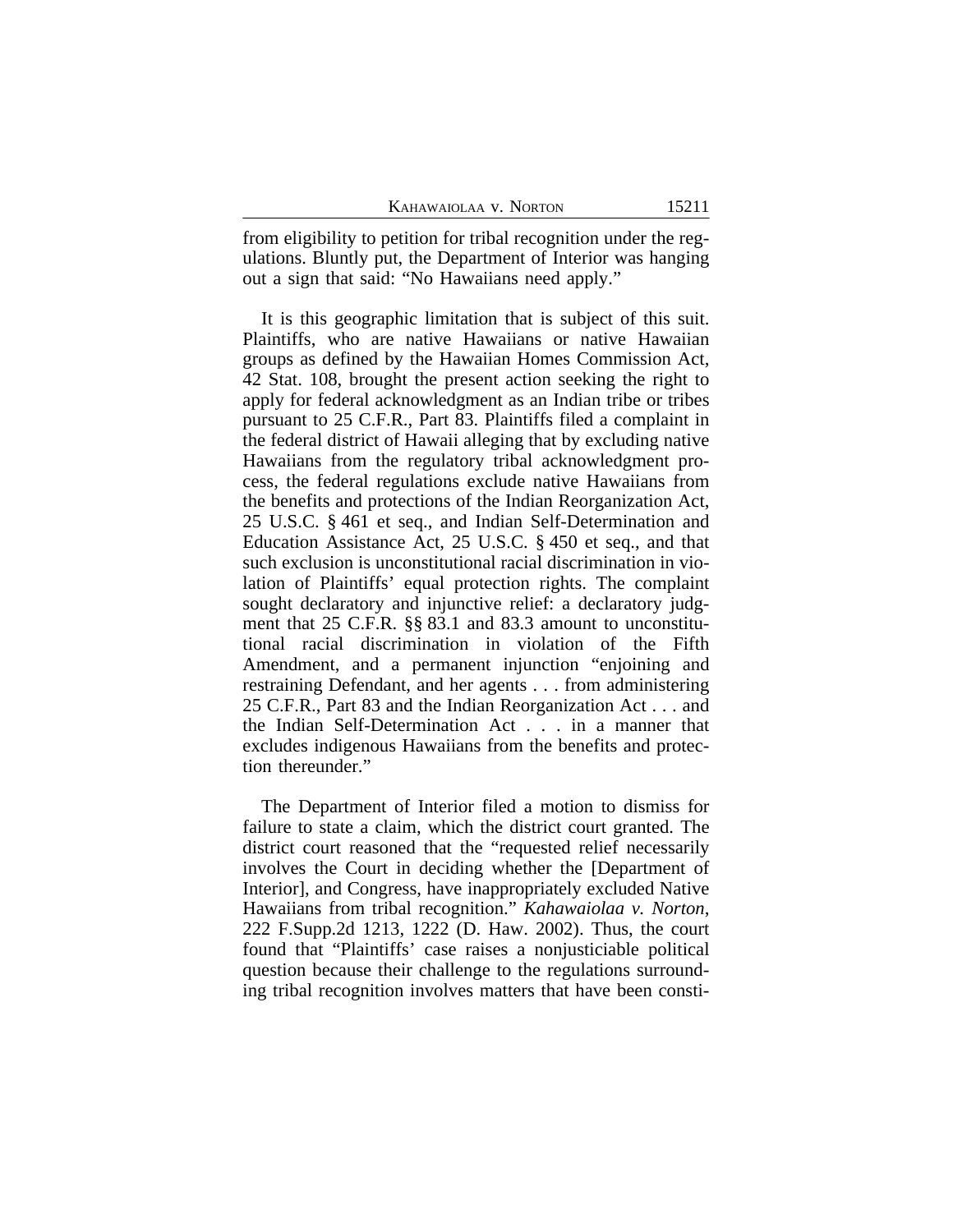from eligibility to petition for tribal recognition under the regulations. Bluntly put, the Department of Interior was hanging out a sign that said: "No Hawaiians need apply."

It is this geographic limitation that is subject of this suit. Plaintiffs, who are native Hawaiians or native Hawaiian groups as defined by the Hawaiian Homes Commission Act, 42 Stat. 108, brought the present action seeking the right to apply for federal acknowledgment as an Indian tribe or tribes pursuant to 25 C.F.R., Part 83. Plaintiffs filed a complaint in the federal district of Hawaii alleging that by excluding native Hawaiians from the regulatory tribal acknowledgment process, the federal regulations exclude native Hawaiians from the benefits and protections of the Indian Reorganization Act, 25 U.S.C. § 461 et seq., and Indian Self-Determination and Education Assistance Act, 25 U.S.C. § 450 et seq., and that such exclusion is unconstitutional racial discrimination in violation of Plaintiffs' equal protection rights. The complaint sought declaratory and injunctive relief: a declaratory judgment that 25 C.F.R. §§ 83.1 and 83.3 amount to unconstitutional racial discrimination in violation of the Fifth Amendment, and a permanent injunction "enjoining and restraining Defendant, and her agents . . . from administering 25 C.F.R., Part 83 and the Indian Reorganization Act . . . and the Indian Self-Determination Act . . . in a manner that excludes indigenous Hawaiians from the benefits and protection thereunder."

The Department of Interior filed a motion to dismiss for failure to state a claim, which the district court granted. The district court reasoned that the "requested relief necessarily involves the Court in deciding whether the [Department of Interior], and Congress, have inappropriately excluded Native Hawaiians from tribal recognition." *Kahawaiolaa v. Norton*, 222 F.Supp.2d 1213, 1222 (D. Haw. 2002). Thus, the court found that "Plaintiffs' case raises a nonjusticiable political question because their challenge to the regulations surrounding tribal recognition involves matters that have been consti-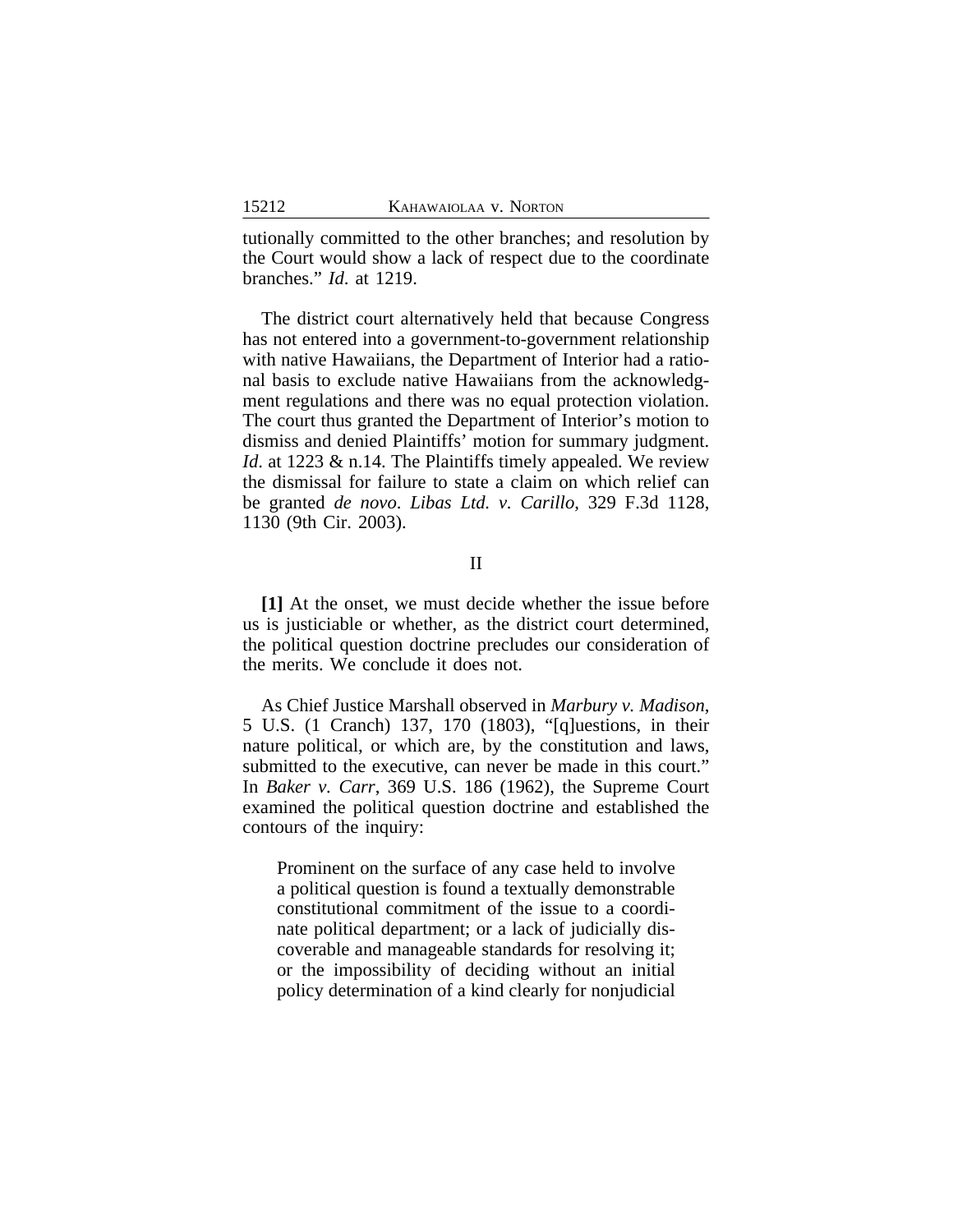tutionally committed to the other branches; and resolution by the Court would show a lack of respect due to the coordinate branches." *Id.* at 1219.

The district court alternatively held that because Congress has not entered into a government-to-government relationship with native Hawaiians, the Department of Interior had a rational basis to exclude native Hawaiians from the acknowledgment regulations and there was no equal protection violation. The court thus granted the Department of Interior's motion to dismiss and denied Plaintiffs' motion for summary judgment. *Id.* at 1223 & n.14. The Plaintiffs timely appealed. We review the dismissal for failure to state a claim on which relief can be granted *de novo*. *Libas Ltd. v. Carillo*, 329 F.3d 1128, 1130 (9th Cir. 2003).

## II

**[1]** At the onset, we must decide whether the issue before us is justiciable or whether, as the district court determined, the political question doctrine precludes our consideration of the merits. We conclude it does not.

As Chief Justice Marshall observed in *Marbury v. Madison*, 5 U.S. (1 Cranch) 137, 170 (1803), "[q]uestions, in their nature political, or which are, by the constitution and laws, submitted to the executive, can never be made in this court." In *Baker v. Carr*, 369 U.S. 186 (1962), the Supreme Court examined the political question doctrine and established the contours of the inquiry:

> Prominent on the surface of any case held to involve a political question is found a textually demonstrable constitutional commitment of the issue to a coordinate political department; or a lack of judicially discoverable and manageable standards for resolving it; or the impossibility of deciding without an initial policy determination of a kind clearly for nonjudicial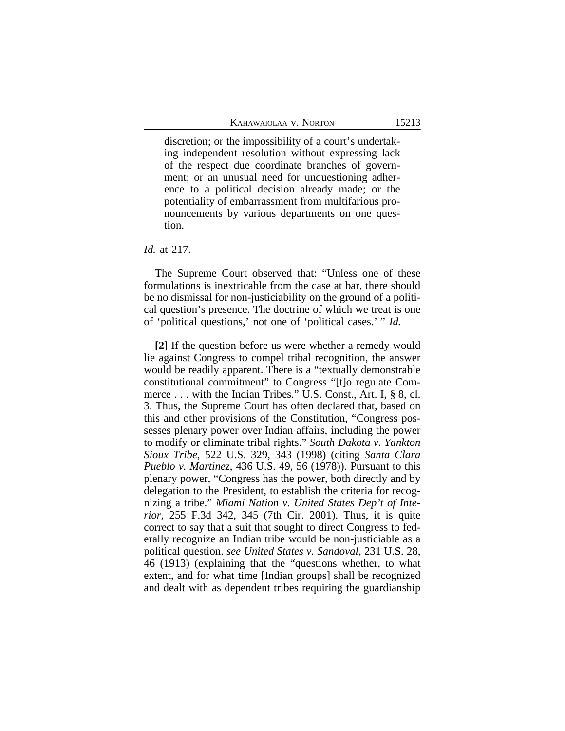> discretion; or the impossibility of a court's undertaking independent resolution without expressing lack of the respect due coordinate branches of government; or an unusual need for unquestioning adherence to a political decision already made; or the potentiality of embarrassment from multifarious pronouncements by various departments on one question.

*Id.* at 217.

The Supreme Court observed that: "Unless one of these formulations is inextricable from the case at bar, there should be no dismissal for non-justiciability on the ground of a political question's presence. The doctrine of which we treat is one of 'political questions,' not one of 'political cases.' " *Id.*

**[2]** If the question before us were whether a remedy would lie against Congress to compel tribal recognition, the answer would be readily apparent. There is a "textually demonstrable constitutional commitment" to Congress "[t]o regulate Commerce . . . with the Indian Tribes." U.S. Const., Art. I, § 8, cl. 3. Thus, the Supreme Court has often declared that, based on this and other provisions of the Constitution, "Congress possesses plenary power over Indian affairs, including the power to modify or eliminate tribal rights." *South Dakota v. Yankton Sioux Tribe*, 522 U.S. 329, 343 (1998) (citing *Santa Clara Pueblo v. Martinez*, 436 U.S. 49, 56 (1978)). Pursuant to this plenary power, "Congress has the power, both directly and by delegation to the President, to establish the criteria for recognizing a tribe." *Miami Nation v. United States Dep't of Interior*, 255 F.3d 342, 345 (7th Cir. 2001). Thus, it is quite correct to say that a suit that sought to direct Congress to federally recognize an Indian tribe would be non-justiciable as a political question. *see United States v. Sandoval*, 231 U.S. 28, 46 (1913) (explaining that the "questions whether, to what extent, and for what time [Indian groups] shall be recognized and dealt with as dependent tribes requiring the guardianship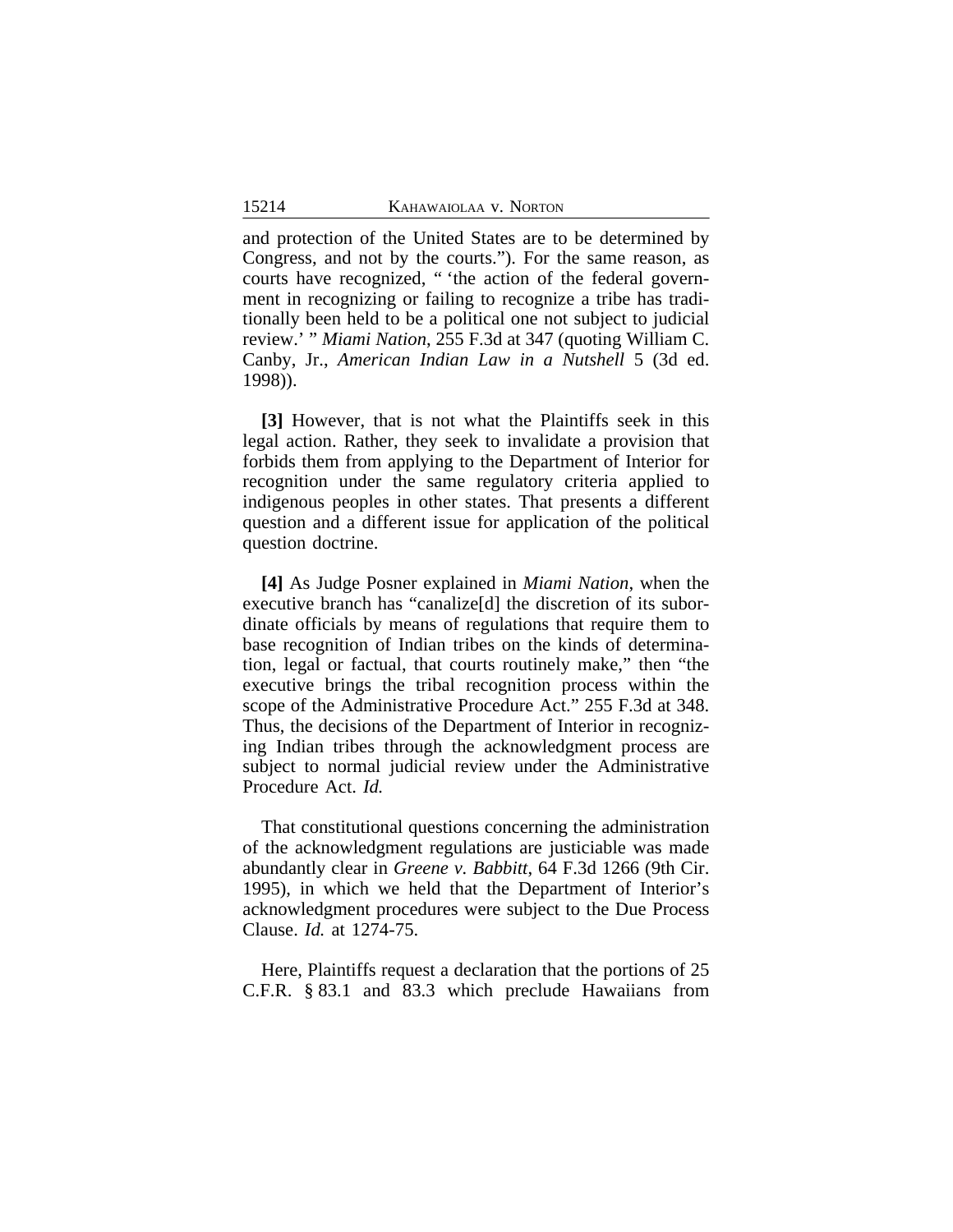and protection of the United States are to be determined by Congress, and not by the courts."). For the same reason, as courts have recognized, " 'the action of the federal government in recognizing or failing to recognize a tribe has traditionally been held to be a political one not subject to judicial review.' " *Miami Nation*, 255 F.3d at 347 (quoting William C. Canby, Jr., *American Indian Law in a Nutshell* 5 (3d ed. 1998)).

**[3]** However, that is not what the Plaintiffs seek in this legal action. Rather, they seek to invalidate a provision that forbids them from applying to the Department of Interior for recognition under the same regulatory criteria applied to indigenous peoples in other states. That presents a different question and a different issue for application of the political question doctrine.

**[4]** As Judge Posner explained in *Miami Nation*, when the executive branch has "canalize[d] the discretion of its subordinate officials by means of regulations that require them to base recognition of Indian tribes on the kinds of determination, legal or factual, that courts routinely make," then "the executive brings the tribal recognition process within the scope of the Administrative Procedure Act." 255 F.3d at 348. Thus, the decisions of the Department of Interior in recognizing Indian tribes through the acknowledgment process are subject to normal judicial review under the Administrative Procedure Act. *Id.*

That constitutional questions concerning the administration of the acknowledgment regulations are justiciable was made abundantly clear in *Greene v. Babbitt*, 64 F.3d 1266 (9th Cir. 1995), in which we held that the Department of Interior's acknowledgment procedures were subject to the Due Process Clause. *Id.* at 1274-75.

Here, Plaintiffs request a declaration that the portions of 25 C.F.R. § 83.1 and 83.3 which preclude Hawaiians from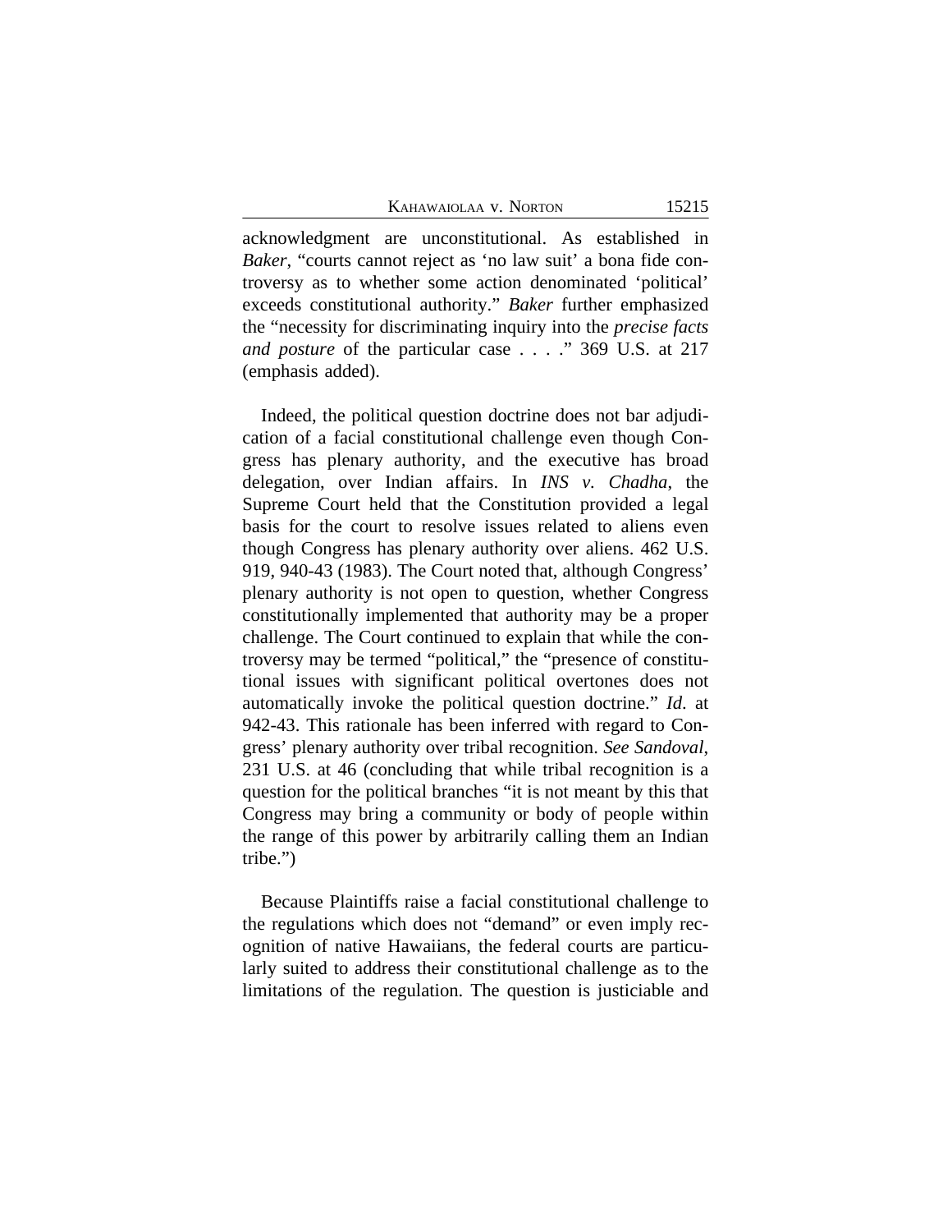acknowledgment are unconstitutional. As established in *Baker*, "courts cannot reject as 'no law suit' a bona fide controversy as to whether some action denominated 'political' exceeds constitutional authority." *Baker* further emphasized the "necessity for discriminating inquiry into the *precise facts and posture* of the particular case . . . ." 369 U.S. at 217 (emphasis added).

Indeed, the political question doctrine does not bar adjudication of a facial constitutional challenge even though Congress has plenary authority, and the executive has broad delegation, over Indian affairs. In *INS v. Chadha*, the Supreme Court held that the Constitution provided a legal basis for the court to resolve issues related to aliens even though Congress has plenary authority over aliens. 462 U.S. 919, 940-43 (1983). The Court noted that, although Congress' plenary authority is not open to question, whether Congress constitutionally implemented that authority may be a proper challenge. The Court continued to explain that while the controversy may be termed "political," the "presence of constitutional issues with significant political overtones does not automatically invoke the political question doctrine." *Id*. at 942-43. This rationale has been inferred with regard to Congress' plenary authority over tribal recognition. *See Sandoval*, 231 U.S. at 46 (concluding that while tribal recognition is a question for the political branches "it is not meant by this that Congress may bring a community or body of people within the range of this power by arbitrarily calling them an Indian tribe.")

Because Plaintiffs raise a facial constitutional challenge to the regulations which does not "demand" or even imply recognition of native Hawaiians, the federal courts are particularly suited to address their constitutional challenge as to the limitations of the regulation. The question is justiciable and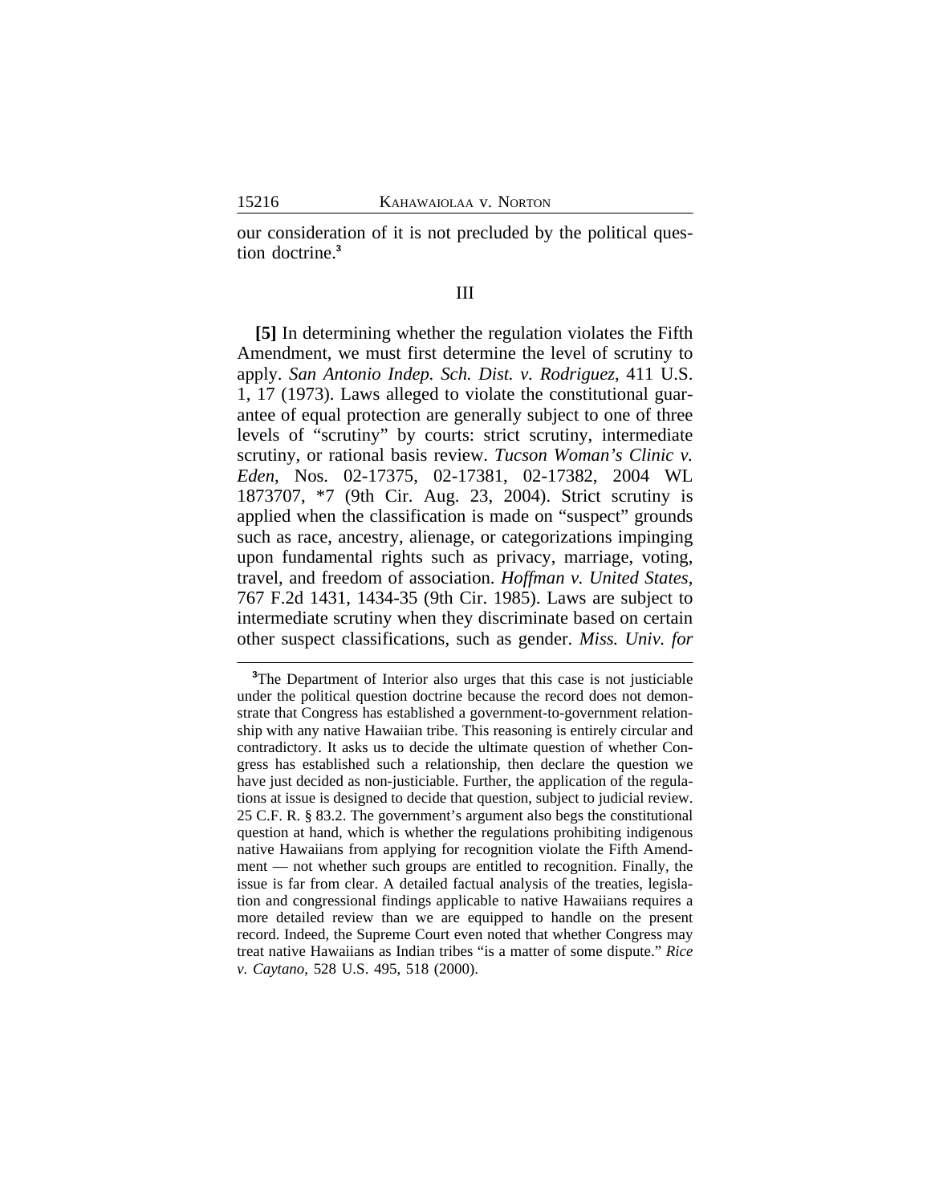our consideration of it is not precluded by the political question doctrine.[3]

III

**[5]** In determining whether the regulation violates the Fifth Amendment, we must first determine the level of scrutiny to apply. *San Antonio Indep. Sch. Dist. v. Rodriguez*, 411 U.S. 1, 17 (1973). Laws alleged to violate the constitutional guarantee of equal protection are generally subject to one of three levels of "scrutiny" by courts: strict scrutiny, intermediate scrutiny, or rational basis review. *Tucson Woman's Clinic v. Eden*, Nos. 02-17375, 02-17381, 02-17382, 2004 WL 1873707, *7 (9th Cir. Aug. 23, 2004). Strict scrutiny is applied when the classification is made on "suspect" grounds such as race, ancestry, alienage, or categorizations impinging upon fundamental rights such as privacy, marriage, voting, travel, and freedom of association. *Hoffman v. United States*, 767 F.2d 1431, 1434-35 (9th Cir. 1985). Laws are subject to intermediate scrutiny when they discriminate based on certain other suspect classifications, such as gender. *Miss. Univ. for*

[3]The Department of Interior also urges that this case is not justiciable under the political question doctrine because the record does not demonstrate that Congress has established a government-to-government relationship with any native Hawaiian tribe. This reasoning is entirely circular and contradictory. It asks us to decide the ultimate question of whether Congress has established such a relationship, then declare the question we have just decided as non-justiciable. Further, the application of the regulations at issue is designed to decide that question, subject to judicial review. 25 C.F. R. § 83.2. The government's argument also begs the constitutional question at hand, which is whether the regulations prohibiting indigenous native Hawaiians from applying for recognition violate the Fifth Amendment — not whether such groups are entitled to recognition. Finally, the issue is far from clear. A detailed factual analysis of the treaties, legislation and congressional findings applicable to native Hawaiians requires a more detailed review than we are equipped to handle on the present record. Indeed, the Supreme Court even noted that whether Congress may treat native Hawaiians as Indian tribes "is a matter of some dispute." *Rice v. Caytano*, 528 U.S. 495, 518 (2000).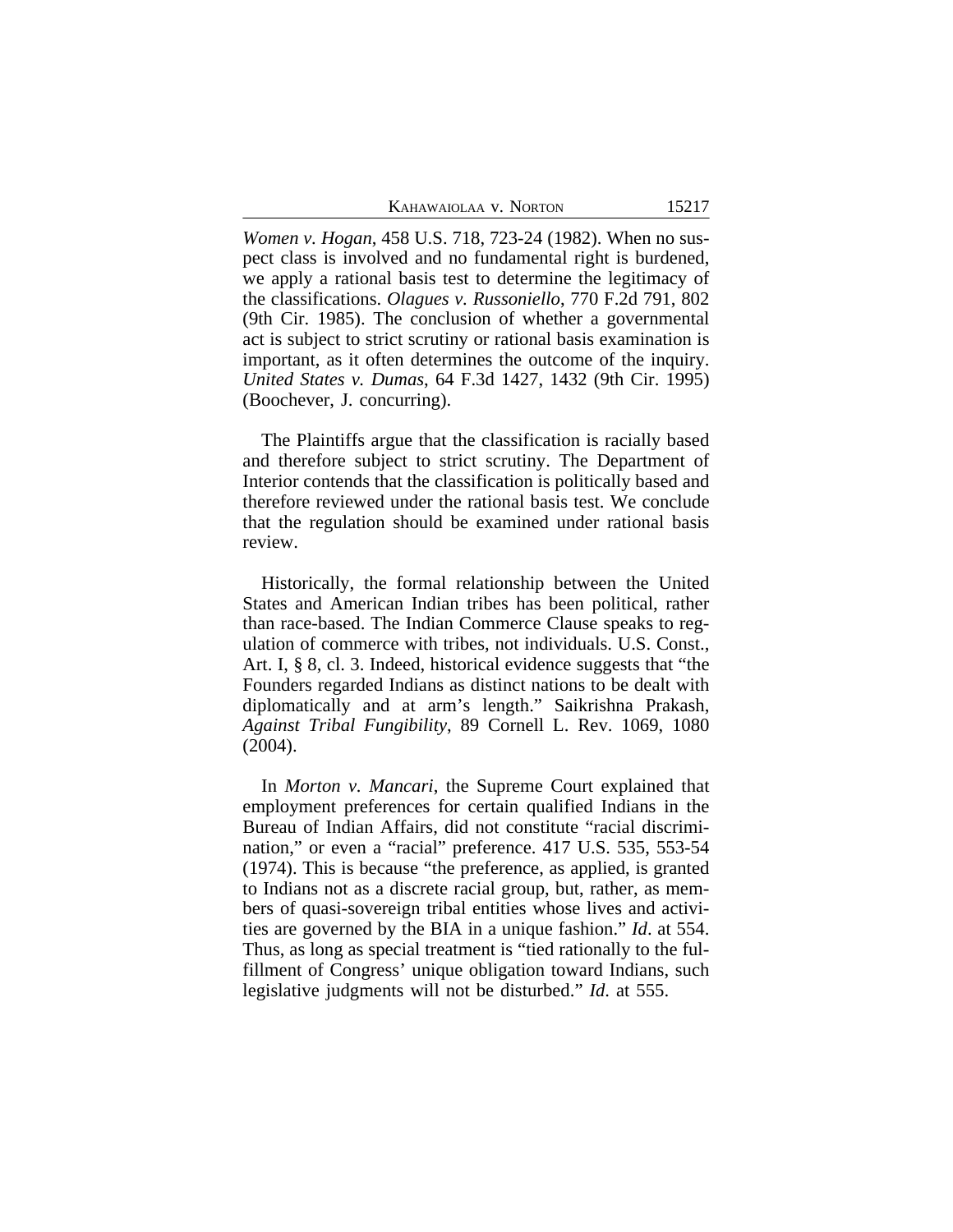*Women v. Hogan*, 458 U.S. 718, 723-24 (1982). When no suspect class is involved and no fundamental right is burdened, we apply a rational basis test to determine the legitimacy of the classifications. *Olagues v. Russoniello*, 770 F.2d 791, 802 (9th Cir. 1985). The conclusion of whether a governmental act is subject to strict scrutiny or rational basis examination is important, as it often determines the outcome of the inquiry. *United States v. Dumas*, 64 F.3d 1427, 1432 (9th Cir. 1995) (Boochever, J. concurring).

The Plaintiffs argue that the classification is racially based and therefore subject to strict scrutiny. The Department of Interior contends that the classification is politically based and therefore reviewed under the rational basis test. We conclude that the regulation should be examined under rational basis review.

Historically, the formal relationship between the United States and American Indian tribes has been political, rather than race-based. The Indian Commerce Clause speaks to regulation of commerce with tribes, not individuals. U.S. Const., Art. I, § 8, cl. 3. Indeed, historical evidence suggests that "the Founders regarded Indians as distinct nations to be dealt with diplomatically and at arm's length." Saikrishna Prakash, *Against Tribal Fungibility*, 89 Cornell L. Rev. 1069, 1080 (2004).

In *Morton v. Mancari*, the Supreme Court explained that employment preferences for certain qualified Indians in the Bureau of Indian Affairs, did not constitute "racial discrimination," or even a "racial" preference. 417 U.S. 535, 553-54 (1974). This is because "the preference, as applied, is granted to Indians not as a discrete racial group, but, rather, as members of quasi-sovereign tribal entities whose lives and activities are governed by the BIA in a unique fashion." *Id*. at 554. Thus, as long as special treatment is "tied rationally to the fulfillment of Congress' unique obligation toward Indians, such legislative judgments will not be disturbed." *Id.* at 555.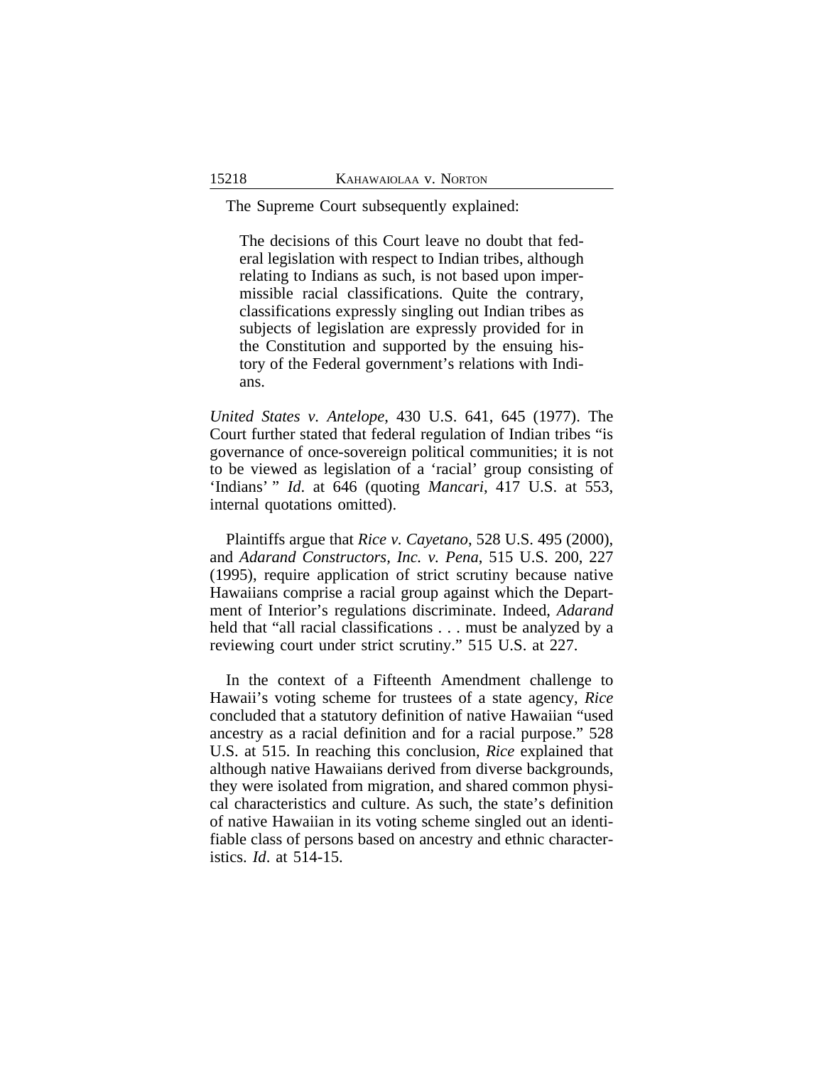The Supreme Court subsequently explained:

> The decisions of this Court leave no doubt that federal legislation with respect to Indian tribes, although relating to Indians as such, is not based upon impermissible racial classifications. Quite the contrary, classifications expressly singling out Indian tribes as subjects of legislation are expressly provided for in the Constitution and supported by the ensuing history of the Federal government's relations with Indians.

*United States v. Antelope*, 430 U.S. 641, 645 (1977). The Court further stated that federal regulation of Indian tribes "is governance of once-sovereign political communities; it is not to be viewed as legislation of a 'racial' group consisting of 'Indians' " *Id*. at 646 (quoting *Mancari*, 417 U.S. at 553, internal quotations omitted).

Plaintiffs argue that *Rice v. Cayetano*, 528 U.S. 495 (2000), and *Adarand Constructors, Inc. v. Pena*, 515 U.S. 200, 227 (1995), require application of strict scrutiny because native Hawaiians comprise a racial group against which the Department of Interior's regulations discriminate. Indeed, *Adarand* held that "all racial classifications . . . must be analyzed by a reviewing court under strict scrutiny." 515 U.S. at 227.

In the context of a Fifteenth Amendment challenge to Hawaii's voting scheme for trustees of a state agency, *Rice* concluded that a statutory definition of native Hawaiian "used ancestry as a racial definition and for a racial purpose." 528 U.S. at 515. In reaching this conclusion, *Rice* explained that although native Hawaiians derived from diverse backgrounds, they were isolated from migration, and shared common physical characteristics and culture. As such, the state's definition of native Hawaiian in its voting scheme singled out an identifiable class of persons based on ancestry and ethnic characteristics. *Id*. at 514-15.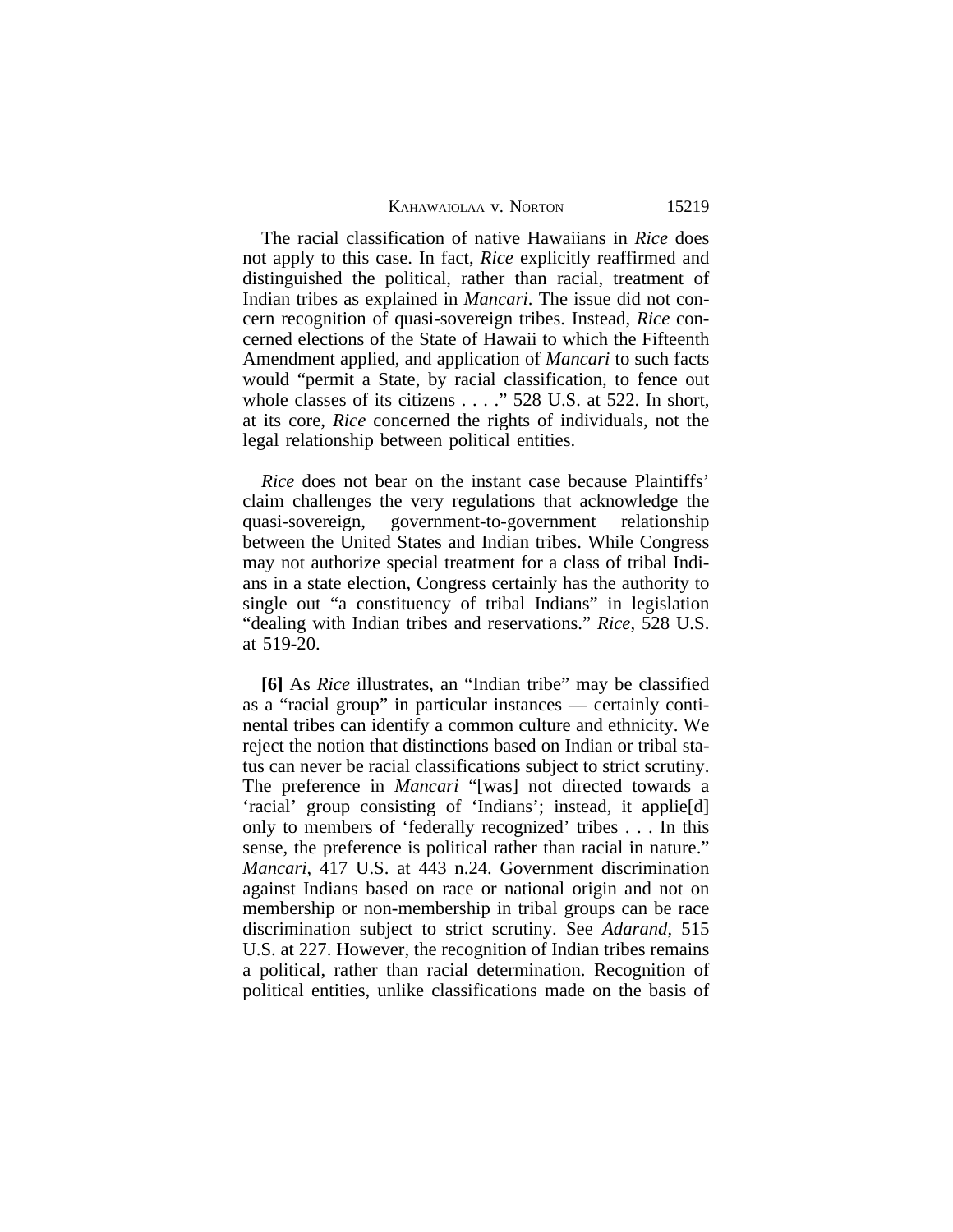The racial classification of native Hawaiians in *Rice* does not apply to this case. In fact, *Rice* explicitly reaffirmed and distinguished the political, rather than racial, treatment of Indian tribes as explained in *Mancari*. The issue did not concern recognition of quasi-sovereign tribes. Instead, *Rice* concerned elections of the State of Hawaii to which the Fifteenth Amendment applied, and application of *Mancari* to such facts would "permit a State, by racial classification, to fence out whole classes of its citizens . . . ." 528 U.S. at 522. In short, at its core, *Rice* concerned the rights of individuals, not the legal relationship between political entities.

*Rice* does not bear on the instant case because Plaintiffs' claim challenges the very regulations that acknowledge the quasi-sovereign, government-to-government relationship between the United States and Indian tribes. While Congress may not authorize special treatment for a class of tribal Indians in a state election, Congress certainly has the authority to single out "a constituency of tribal Indians" in legislation "dealing with Indian tribes and reservations." *Rice*, 528 U.S. at 519-20.

**[6]** As *Rice* illustrates, an "Indian tribe" may be classified as a "racial group" in particular instances — certainly continental tribes can identify a common culture and ethnicity. We reject the notion that distinctions based on Indian or tribal status can never be racial classifications subject to strict scrutiny. The preference in *Mancari* "[was] not directed towards a 'racial' group consisting of 'Indians'; instead, it applie[d] only to members of 'federally recognized' tribes . . . In this sense, the preference is political rather than racial in nature." *Mancari*, 417 U.S. at 443 n.24. Government discrimination against Indians based on race or national origin and not on membership or non-membership in tribal groups can be race discrimination subject to strict scrutiny. See *Adarand*, 515 U.S. at 227. However, the recognition of Indian tribes remains a political, rather than racial determination. Recognition of political entities, unlike classifications made on the basis of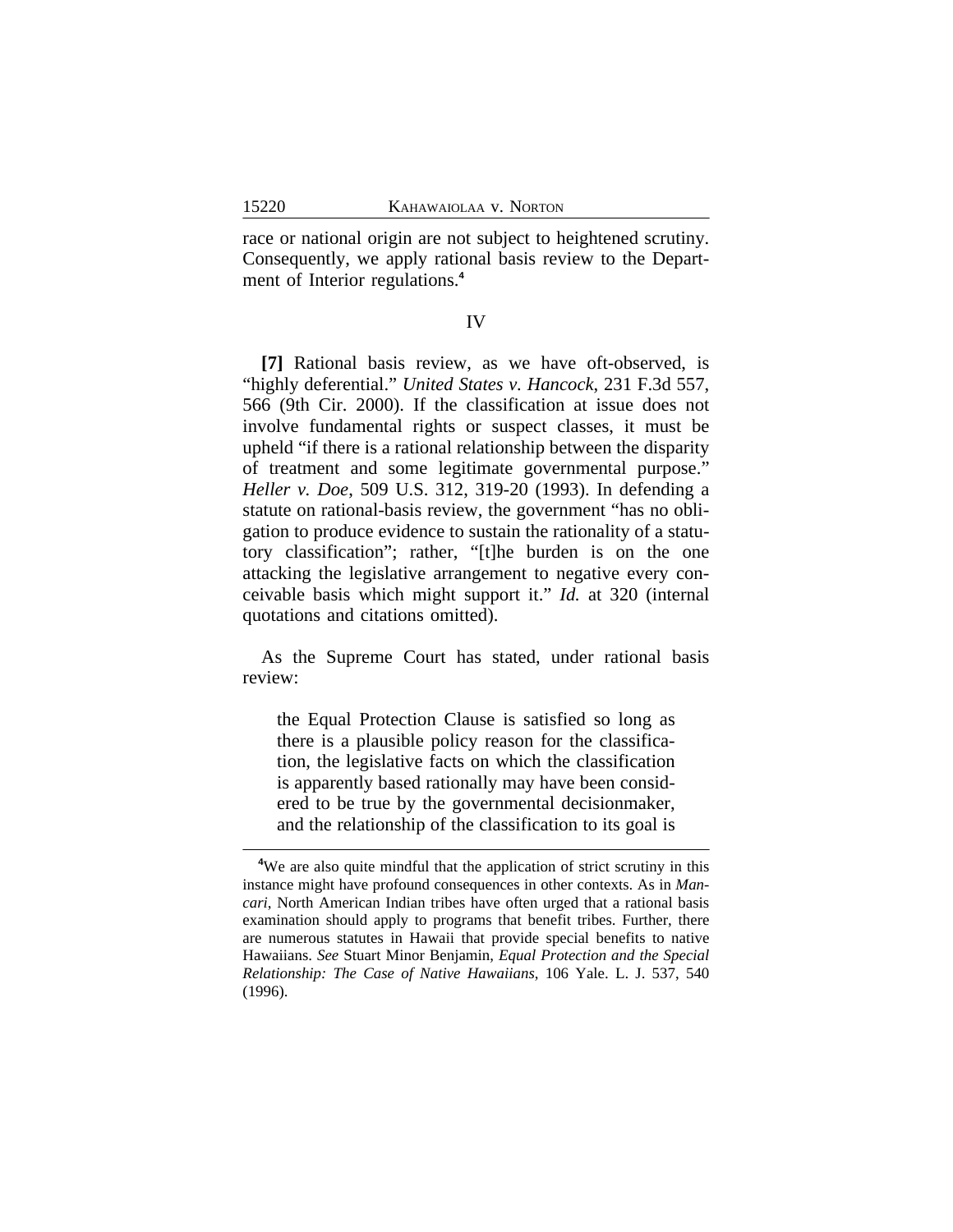race or national origin are not subject to heightened scrutiny. Consequently, we apply rational basis review to the Department of Interior regulations.[4]

## IV

**[7]** Rational basis review, as we have oft-observed, is "highly deferential." *United States v. Hancock*, 231 F.3d 557, 566 (9th Cir. 2000). If the classification at issue does not involve fundamental rights or suspect classes, it must be upheld "if there is a rational relationship between the disparity of treatment and some legitimate governmental purpose." *Heller v. Doe*, 509 U.S. 312, 319-20 (1993). In defending a statute on rational-basis review, the government "has no obligation to produce evidence to sustain the rationality of a statutory classification"; rather, "[t]he burden is on the one attacking the legislative arrangement to negative every conceivable basis which might support it." *Id.* at 320 (internal quotations and citations omitted).

As the Supreme Court has stated, under rational basis review:

> the Equal Protection Clause is satisfied so long as there is a plausible policy reason for the classification, the legislative facts on which the classification is apparently based rationally may have been considered to be true by the governmental decisionmaker, and the relationship of the classification to its goal is

---

[4] We are also quite mindful that the application of strict scrutiny in this instance might have profound consequences in other contexts. As in *Mancari*, North American Indian tribes have often urged that a rational basis examination should apply to programs that benefit tribes. Further, there are numerous statutes in Hawaii that provide special benefits to native Hawaiians. *See* Stuart Minor Benjamin, *Equal Protection and the Special Relationship: The Case of Native Hawaiians*, 106 Yale. L. J. 537, 540 (1996).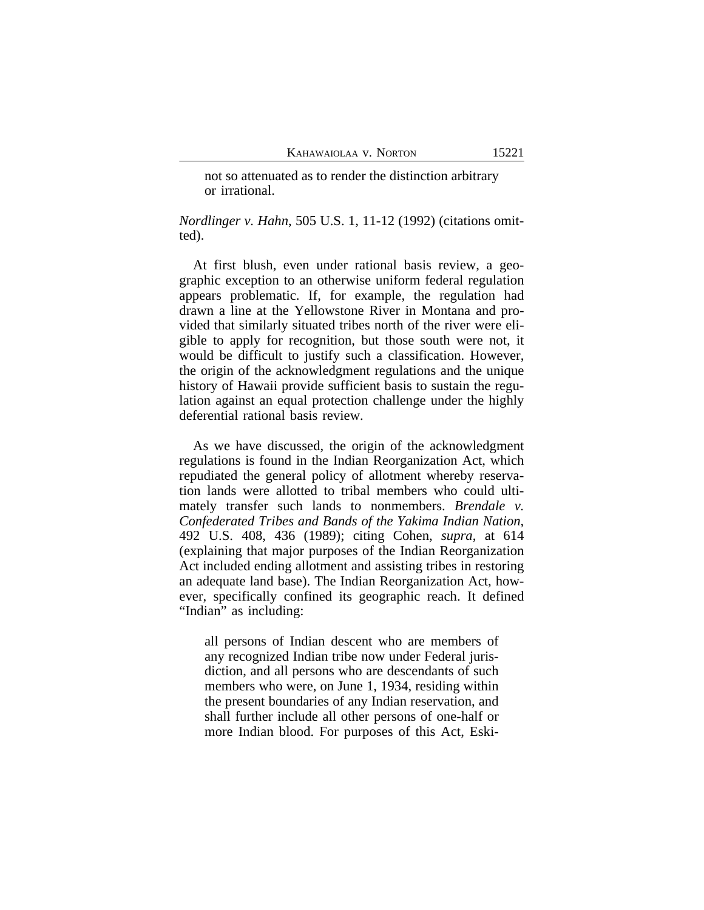> not so attenuated as to render the distinction arbitrary or irrational.

*Nordlinger v. Hahn*, 505 U.S. 1, 11-12 (1992) (citations omitted).

At first blush, even under rational basis review, a geographic exception to an otherwise uniform federal regulation appears problematic. If, for example, the regulation had drawn a line at the Yellowstone River in Montana and provided that similarly situated tribes north of the river were eligible to apply for recognition, but those south were not, it would be difficult to justify such a classification. However, the origin of the acknowledgment regulations and the unique history of Hawaii provide sufficient basis to sustain the regulation against an equal protection challenge under the highly deferential rational basis review.

As we have discussed, the origin of the acknowledgment regulations is found in the Indian Reorganization Act, which repudiated the general policy of allotment whereby reservation lands were allotted to tribal members who could ultimately transfer such lands to nonmembers. *Brendale v. Confederated Tribes and Bands of the Yakima Indian Nation*, 492 U.S. 408, 436 (1989); citing Cohen, *supra*, at 614 (explaining that major purposes of the Indian Reorganization Act included ending allotment and assisting tribes in restoring an adequate land base). The Indian Reorganization Act, however, specifically confined its geographic reach. It defined "Indian" as including:

> all persons of Indian descent who are members of any recognized Indian tribe now under Federal jurisdiction, and all persons who are descendants of such members who were, on June 1, 1934, residing within the present boundaries of any Indian reservation, and shall further include all other persons of one-half or more Indian blood. For purposes of this Act, Eski-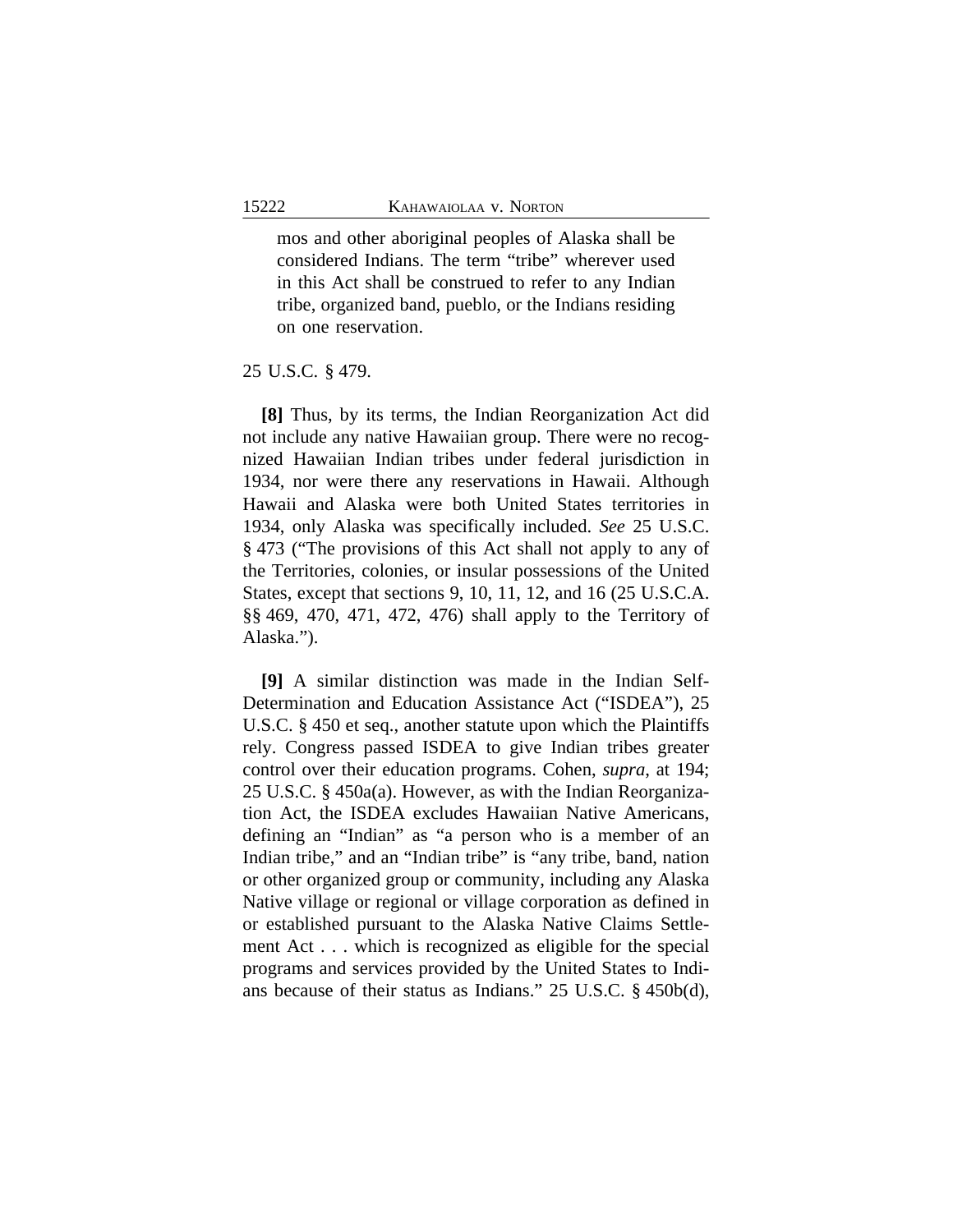> mos and other aboriginal peoples of Alaska shall be considered Indians. The term "tribe" wherever used in this Act shall be construed to refer to any Indian tribe, organized band, pueblo, or the Indians residing on one reservation.

25 U.S.C. § 479.

**[8]** Thus, by its terms, the Indian Reorganization Act did not include any native Hawaiian group. There were no recognized Hawaiian Indian tribes under federal jurisdiction in 1934, nor were there any reservations in Hawaii. Although Hawaii and Alaska were both United States territories in 1934, only Alaska was specifically included. *See* 25 U.S.C. § 473 ("The provisions of this Act shall not apply to any of the Territories, colonies, or insular possessions of the United States, except that sections 9, 10, 11, 12, and 16 (25 U.S.C.A. §§ 469, 470, 471, 472, 476) shall apply to the Territory of Alaska.").

**[9]** A similar distinction was made in the Indian Self-Determination and Education Assistance Act ("ISDEA"), 25 U.S.C. § 450 et seq., another statute upon which the Plaintiffs rely. Congress passed ISDEA to give Indian tribes greater control over their education programs. Cohen, *supra*, at 194; 25 U.S.C. § 450a(a). However, as with the Indian Reorganization Act, the ISDEA excludes Hawaiian Native Americans, defining an "Indian" as "a person who is a member of an Indian tribe," and an "Indian tribe" is "any tribe, band, nation or other organized group or community, including any Alaska Native village or regional or village corporation as defined in or established pursuant to the Alaska Native Claims Settlement Act . . . which is recognized as eligible for the special programs and services provided by the United States to Indians because of their status as Indians." 25 U.S.C. § 450b(d),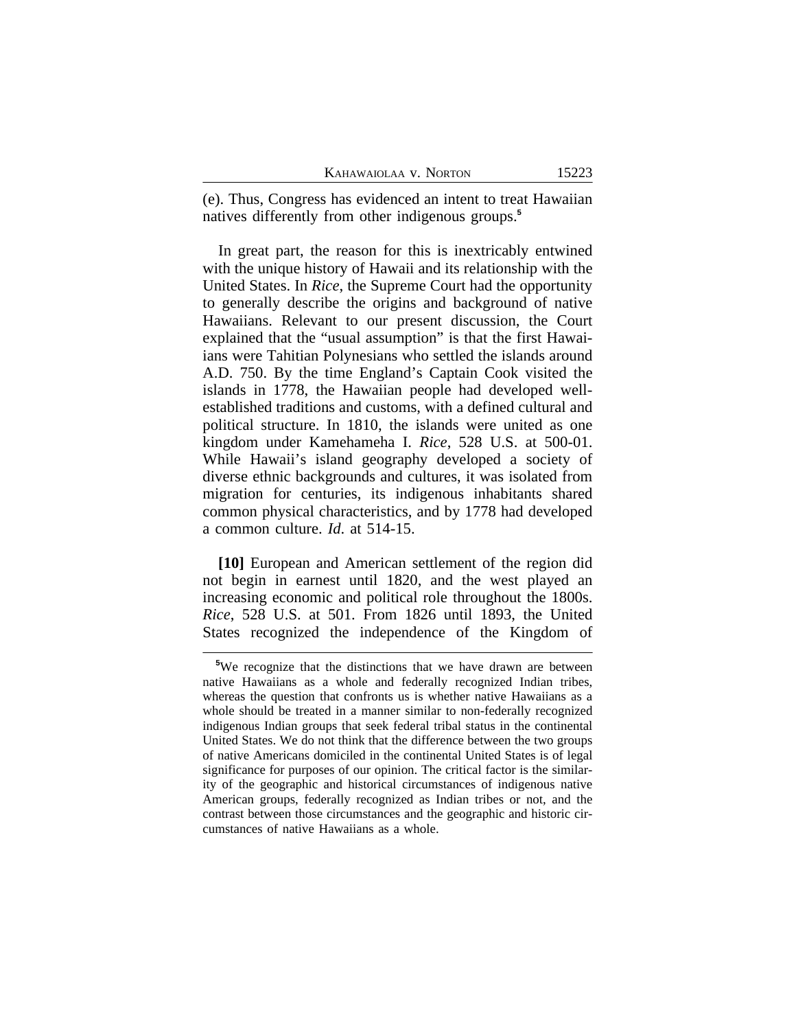(e). Thus, Congress has evidenced an intent to treat Hawaiian natives differently from other indigenous groups.[5]

In great part, the reason for this is inextricably entwined with the unique history of Hawaii and its relationship with the United States. In *Rice*, the Supreme Court had the opportunity to generally describe the origins and background of native Hawaiians. Relevant to our present discussion, the Court explained that the "usual assumption" is that the first Hawaiians were Tahitian Polynesians who settled the islands around A.D. 750. By the time England's Captain Cook visited the islands in 1778, the Hawaiian people had developed well-established traditions and customs, with a defined cultural and political structure. In 1810, the islands were united as one kingdom under Kamehameha I. *Rice*, 528 U.S. at 500-01. While Hawaii's island geography developed a society of diverse ethnic backgrounds and cultures, it was isolated from migration for centuries, its indigenous inhabitants shared common physical characteristics, and by 1778 had developed a common culture. *Id.* at 514-15.

**[10]** European and American settlement of the region did not begin in earnest until 1820, and the west played an increasing economic and political role throughout the 1800s. *Rice*, 528 U.S. at 501. From 1826 until 1893, the United States recognized the independence of the Kingdom of

---

[5]We recognize that the distinctions that we have drawn are between native Hawaiians as a whole and federally recognized Indian tribes, whereas the question that confronts us is whether native Hawaiians as a whole should be treated in a manner similar to non-federally recognized indigenous Indian groups that seek federal tribal status in the continental United States. We do not think that the difference between the two groups of native Americans domiciled in the continental United States is of legal significance for purposes of our opinion. The critical factor is the similarity of the geographic and historical circumstances of indigenous native American groups, federally recognized as Indian tribes or not, and the contrast between those circumstances and the geographic and historic circumstances of native Hawaiians as a whole.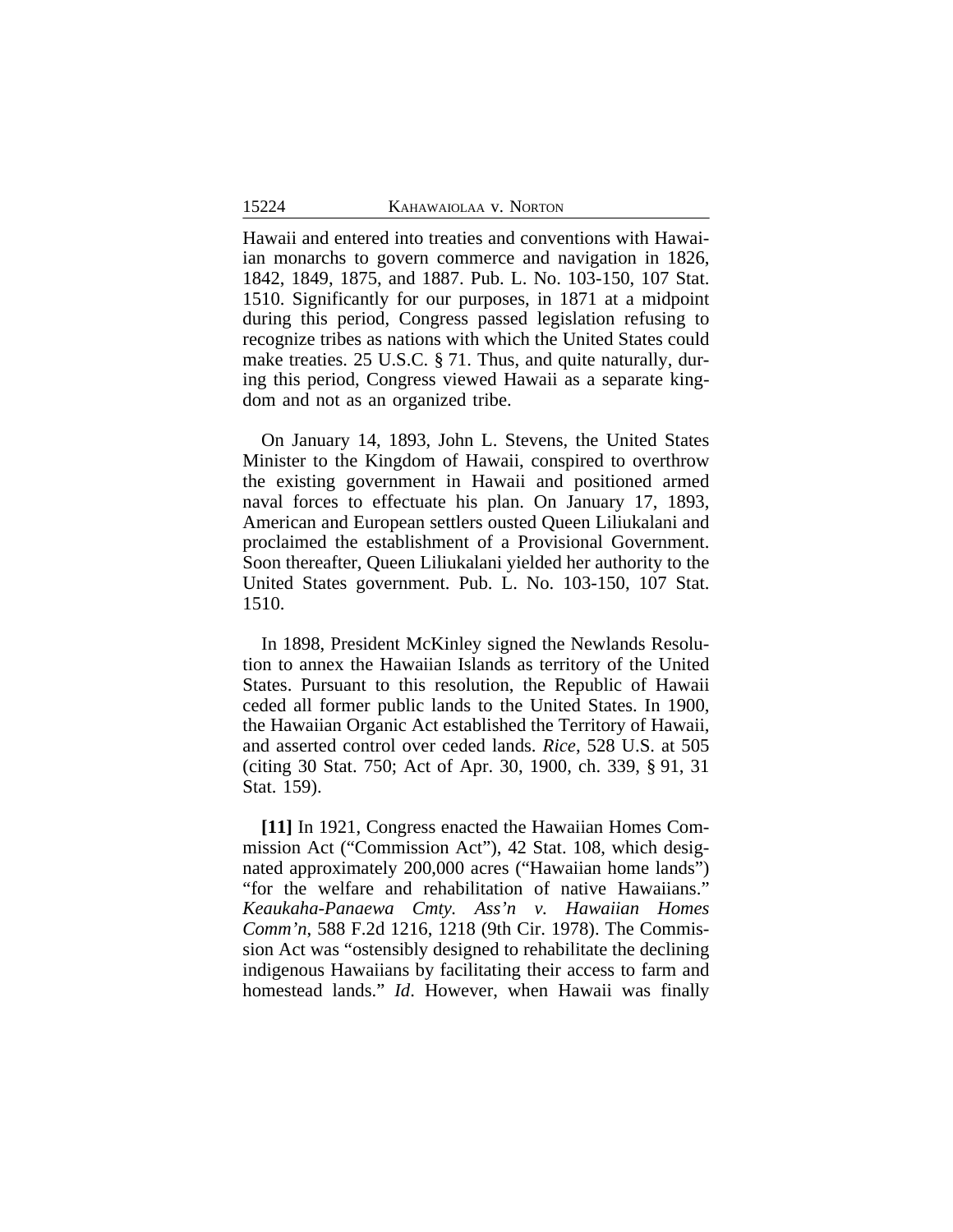Hawaii and entered into treaties and conventions with Hawaiian monarchs to govern commerce and navigation in 1826, 1842, 1849, 1875, and 1887. Pub. L. No. 103-150, 107 Stat. 1510. Significantly for our purposes, in 1871 at a midpoint during this period, Congress passed legislation refusing to recognize tribes as nations with which the United States could make treaties. 25 U.S.C. § 71. Thus, and quite naturally, during this period, Congress viewed Hawaii as a separate kingdom and not as an organized tribe.

On January 14, 1893, John L. Stevens, the United States Minister to the Kingdom of Hawaii, conspired to overthrow the existing government in Hawaii and positioned armed naval forces to effectuate his plan. On January 17, 1893, American and European settlers ousted Queen Liliukalani and proclaimed the establishment of a Provisional Government. Soon thereafter, Queen Liliukalani yielded her authority to the United States government. Pub. L. No. 103-150, 107 Stat. 1510.

In 1898, President McKinley signed the Newlands Resolution to annex the Hawaiian Islands as territory of the United States. Pursuant to this resolution, the Republic of Hawaii ceded all former public lands to the United States. In 1900, the Hawaiian Organic Act established the Territory of Hawaii, and asserted control over ceded lands. *Rice*, 528 U.S. at 505 (citing 30 Stat. 750; Act of Apr. 30, 1900, ch. 339, § 91, 31 Stat. 159).

**[11]** In 1921, Congress enacted the Hawaiian Homes Commission Act ("Commission Act"), 42 Stat. 108, which designated approximately 200,000 acres ("Hawaiian home lands") "for the welfare and rehabilitation of native Hawaiians." *Keaukaha-Panaewa Cmty. Ass'n v. Hawaiian Homes Comm'n*, 588 F.2d 1216, 1218 (9th Cir. 1978). The Commission Act was "ostensibly designed to rehabilitate the declining indigenous Hawaiians by facilitating their access to farm and homestead lands." *Id*. However, when Hawaii was finally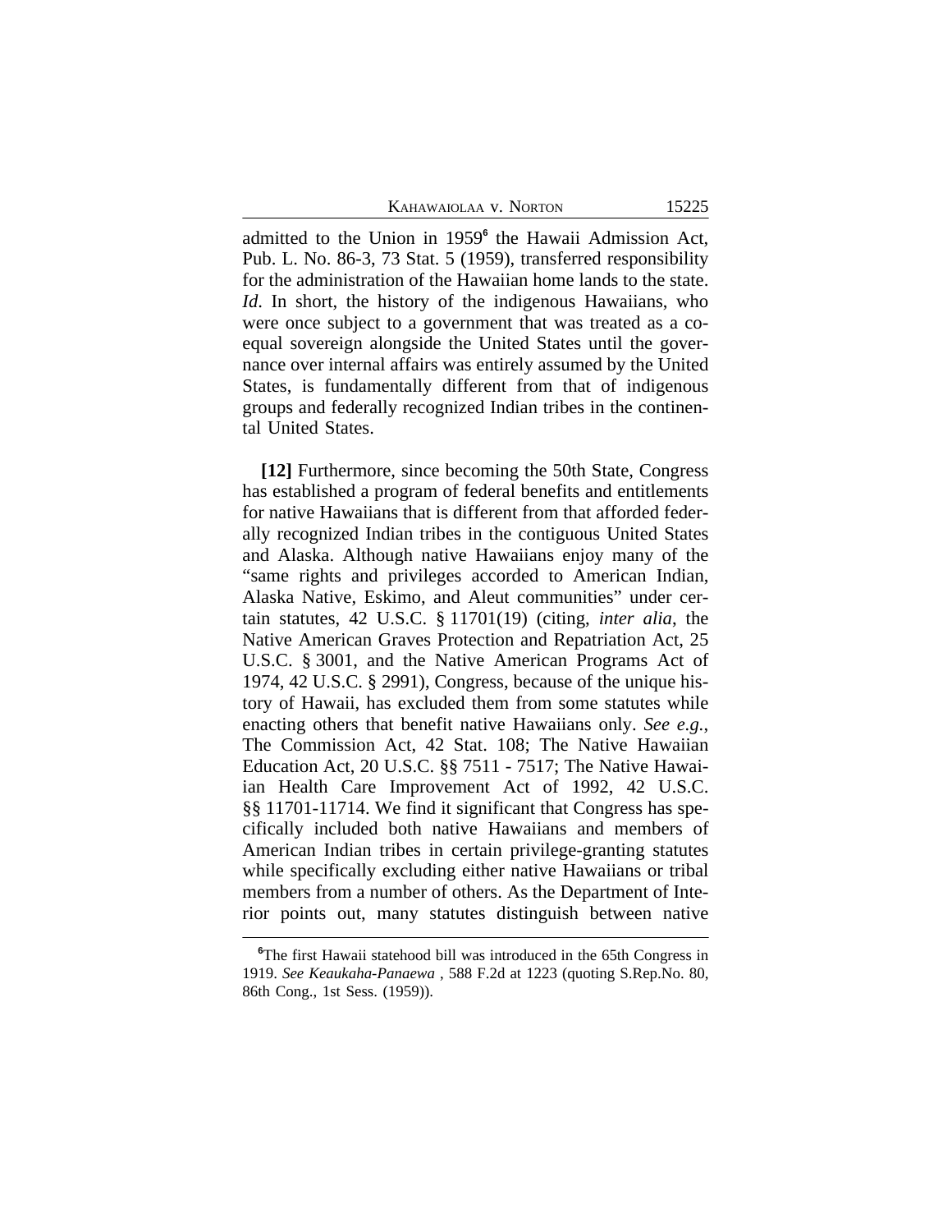admitted to the Union in 1959[6] the Hawaii Admission Act, Pub. L. No. 86-3, 73 Stat. 5 (1959), transferred responsibility for the administration of the Hawaiian home lands to the state. *Id*. In short, the history of the indigenous Hawaiians, who were once subject to a government that was treated as a co-equal sovereign alongside the United States until the governance over internal affairs was entirely assumed by the United States, is fundamentally different from that of indigenous groups and federally recognized Indian tribes in the continental United States.

**[12]** Furthermore, since becoming the 50th State, Congress has established a program of federal benefits and entitlements for native Hawaiians that is different from that afforded federally recognized Indian tribes in the contiguous United States and Alaska. Although native Hawaiians enjoy many of the "same rights and privileges accorded to American Indian, Alaska Native, Eskimo, and Aleut communities" under certain statutes, 42 U.S.C. § 11701(19) (citing, *inter alia*, the Native American Graves Protection and Repatriation Act, 25 U.S.C. § 3001, and the Native American Programs Act of 1974, 42 U.S.C. § 2991), Congress, because of the unique history of Hawaii, has excluded them from some statutes while enacting others that benefit native Hawaiians only. *See e.g.*, The Commission Act, 42 Stat. 108; The Native Hawaiian Education Act, 20 U.S.C. §§ 7511 - 7517; The Native Hawaiian Health Care Improvement Act of 1992, 42 U.S.C. §§ 11701-11714. We find it significant that Congress has specifically included both native Hawaiians and members of American Indian tribes in certain privilege-granting statutes while specifically excluding either native Hawaiians or tribal members from a number of others. As the Department of Interior points out, many statutes distinguish between native

---

[6] The first Hawaii statehood bill was introduced in the 65th Congress in 1919. *See Keaukaha-Panaewa* , 588 F.2d at 1223 (quoting S.Rep.No. 80, 86th Cong., 1st Sess. (1959)).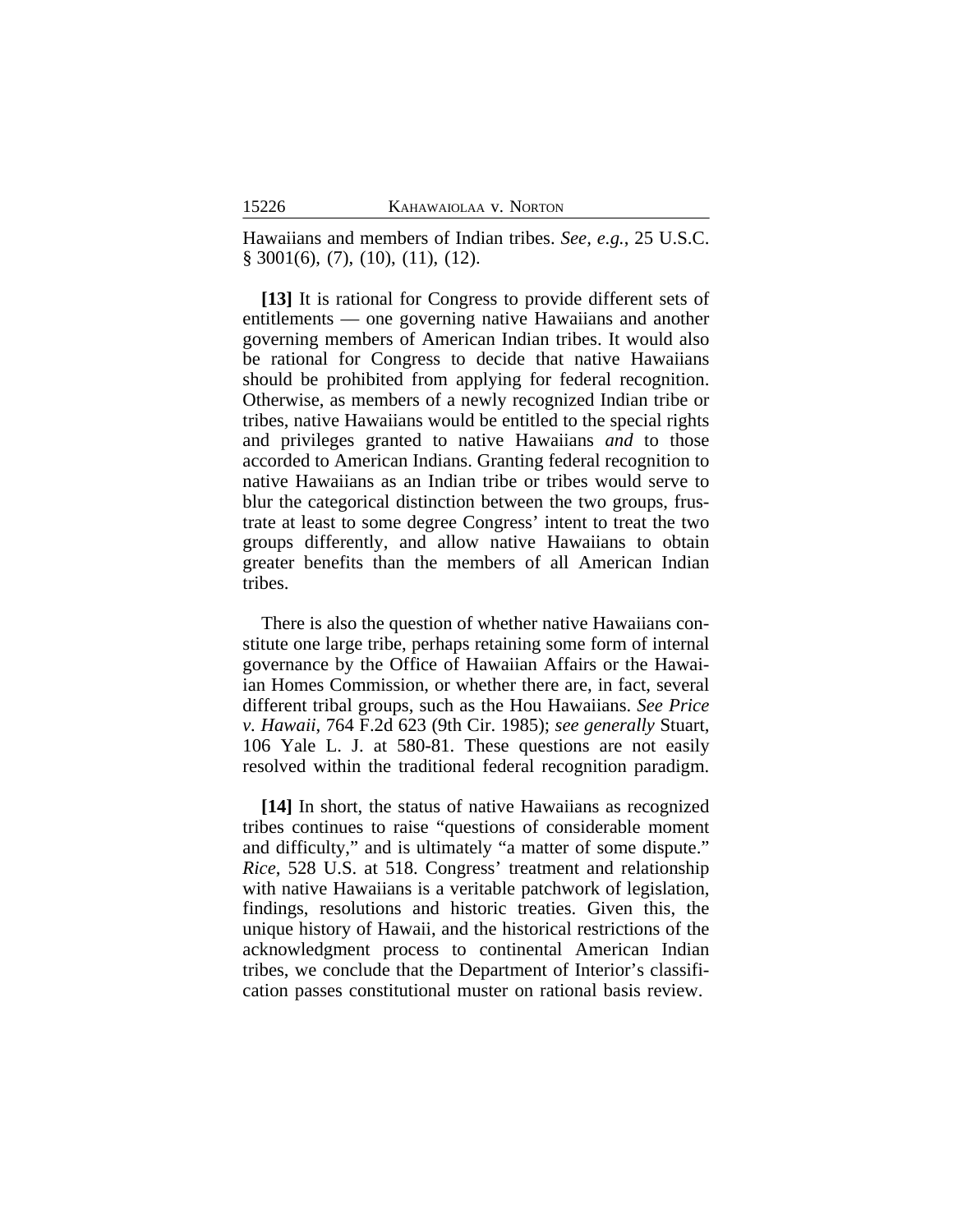Hawaiians and members of Indian tribes. *See, e.g.*, 25 U.S.C. § 3001(6), (7), (10), (11), (12).

**[13]** It is rational for Congress to provide different sets of entitlements — one governing native Hawaiians and another governing members of American Indian tribes. It would also be rational for Congress to decide that native Hawaiians should be prohibited from applying for federal recognition. Otherwise, as members of a newly recognized Indian tribe or tribes, native Hawaiians would be entitled to the special rights and privileges granted to native Hawaiians *and* to those accorded to American Indians. Granting federal recognition to native Hawaiians as an Indian tribe or tribes would serve to blur the categorical distinction between the two groups, frustrate at least to some degree Congress' intent to treat the two groups differently, and allow native Hawaiians to obtain greater benefits than the members of all American Indian tribes.

There is also the question of whether native Hawaiians constitute one large tribe, perhaps retaining some form of internal governance by the Office of Hawaiian Affairs or the Hawaiian Homes Commission, or whether there are, in fact, several different tribal groups, such as the Hou Hawaiians. *See Price v. Hawaii*, 764 F.2d 623 (9th Cir. 1985); *see generally* Stuart, 106 Yale L. J. at 580-81. These questions are not easily resolved within the traditional federal recognition paradigm.

**[14]** In short, the status of native Hawaiians as recognized tribes continues to raise "questions of considerable moment and difficulty," and is ultimately "a matter of some dispute." *Rice*, 528 U.S. at 518. Congress' treatment and relationship with native Hawaiians is a veritable patchwork of legislation, findings, resolutions and historic treaties. Given this, the unique history of Hawaii, and the historical restrictions of the acknowledgment process to continental American Indian tribes, we conclude that the Department of Interior's classification passes constitutional muster on rational basis review.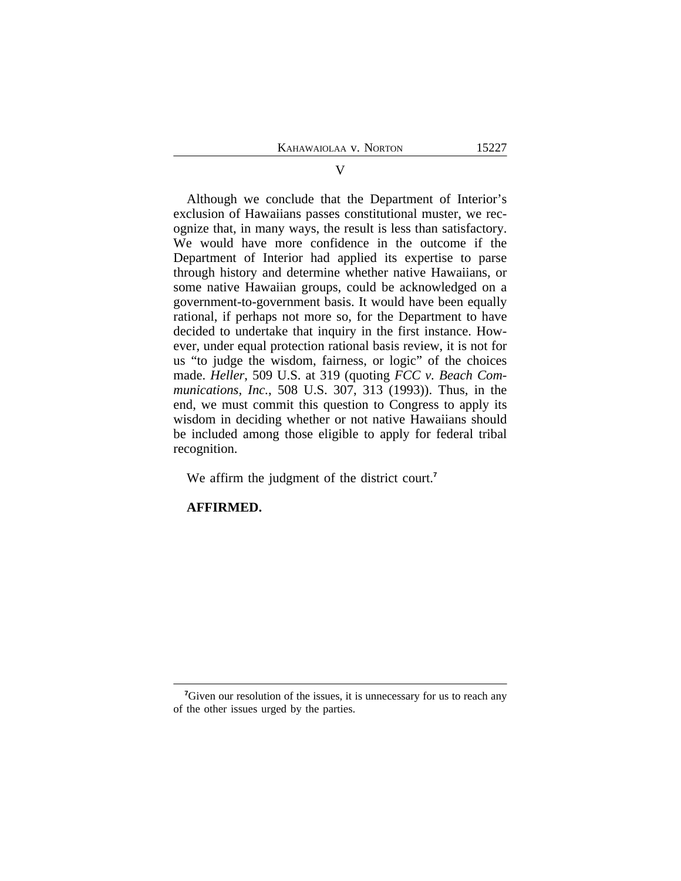## V

Although we conclude that the Department of Interior's exclusion of Hawaiians passes constitutional muster, we recognize that, in many ways, the result is less than satisfactory. We would have more confidence in the outcome if the Department of Interior had applied its expertise to parse through history and determine whether native Hawaiians, or some native Hawaiian groups, could be acknowledged on a government-to-government basis. It would have been equally rational, if perhaps not more so, for the Department to have decided to undertake that inquiry in the first instance. However, under equal protection rational basis review, it is not for us "to judge the wisdom, fairness, or logic" of the choices made. *Heller*, 509 U.S. at 319 (quoting *FCC v. Beach Communications, Inc.*, 508 U.S. 307, 313 (1993)). Thus, in the end, we must commit this question to Congress to apply its wisdom in deciding whether or not native Hawaiians should be included among those eligible to apply for federal tribal recognition.

We affirm the judgment of the district court.[7]

**AFFIRMED.**

---

[7]Given our resolution of the issues, it is unnecessary for us to reach any of the other issues urged by the parties.